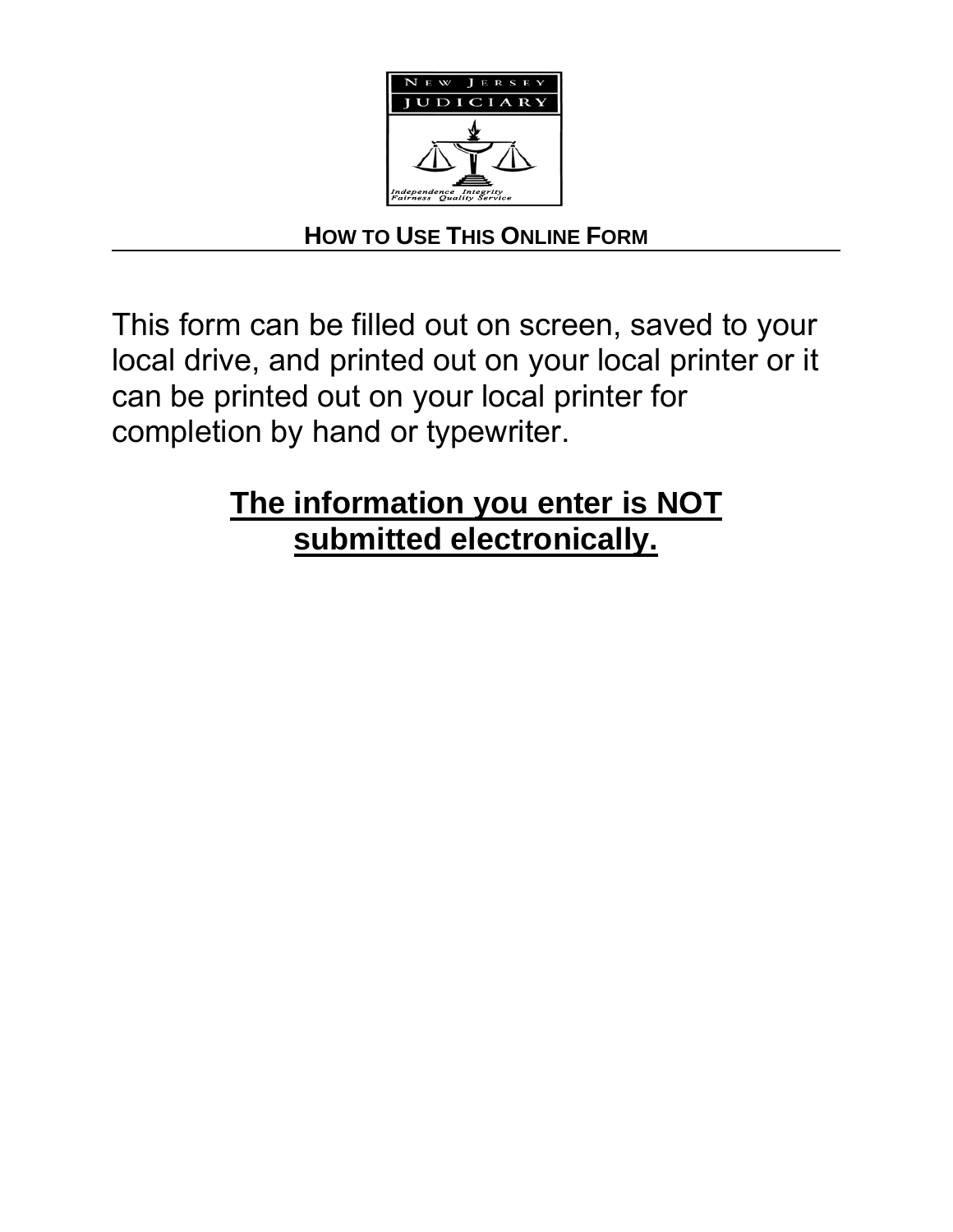NEW JERSEY

JUDICIARY

Independence Integrity
Fairness Quality Service

## HOW TO USE THIS ONLINE FORM

This form can be filled out on screen, saved to your local drive, and printed out on your local printer or it can be printed out on your local printer for completion by hand or typewriter.

**The information you enter is NOT submitted electronically.**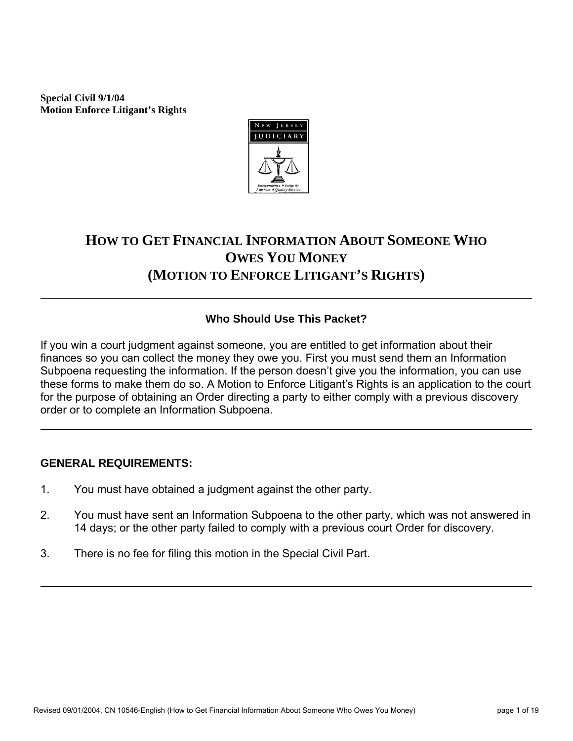**Special Civil 9/1/04**
**Motion Enforce Litigant's Rights**

# HOW TO GET FINANCIAL INFORMATION ABOUT SOMEONE WHO OWES YOU MONEY (MOTION TO ENFORCE LITIGANT'S RIGHTS)

---

### Who Should Use This Packet?

If you win a court judgment against someone, you are entitled to get information about their finances so you can collect the money they owe you. First you must send them an Information Subpoena requesting the information. If the person doesn't give you the information, you can use these forms to make them do so. A Motion to Enforce Litigant's Rights is an application to the court for the purpose of obtaining an Order directing a party to either comply with a previous discovery order or to complete an Information Subpoena.

---

**GENERAL REQUIREMENTS:**

1. You must have obtained a judgment against the other party.
2. You must have sent an Information Subpoena to the other party, which was not answered in 14 days; or the other party failed to comply with a previous court Order for discovery.
3. There is <u>no fee</u> for filing this motion in the Special Civil Part.

---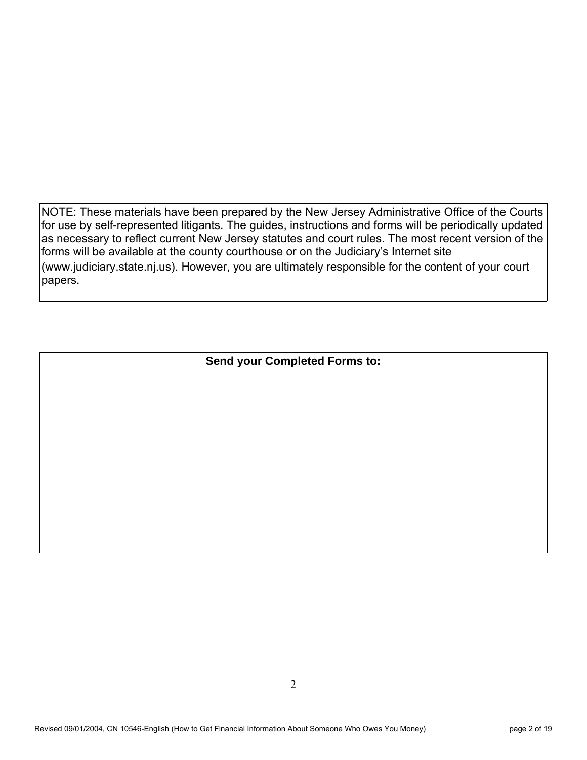NOTE: These materials have been prepared by the New Jersey Administrative Office of the Courts for use by self-represented litigants. The guides, instructions and forms will be periodically updated as necessary to reflect current New Jersey statutes and court rules. The most recent version of the forms will be available at the county courthouse or on the Judiciary's Internet site (www.judiciary.state.nj.us). However, you are ultimately responsible for the content of your court papers.

**Send your Completed Forms to:**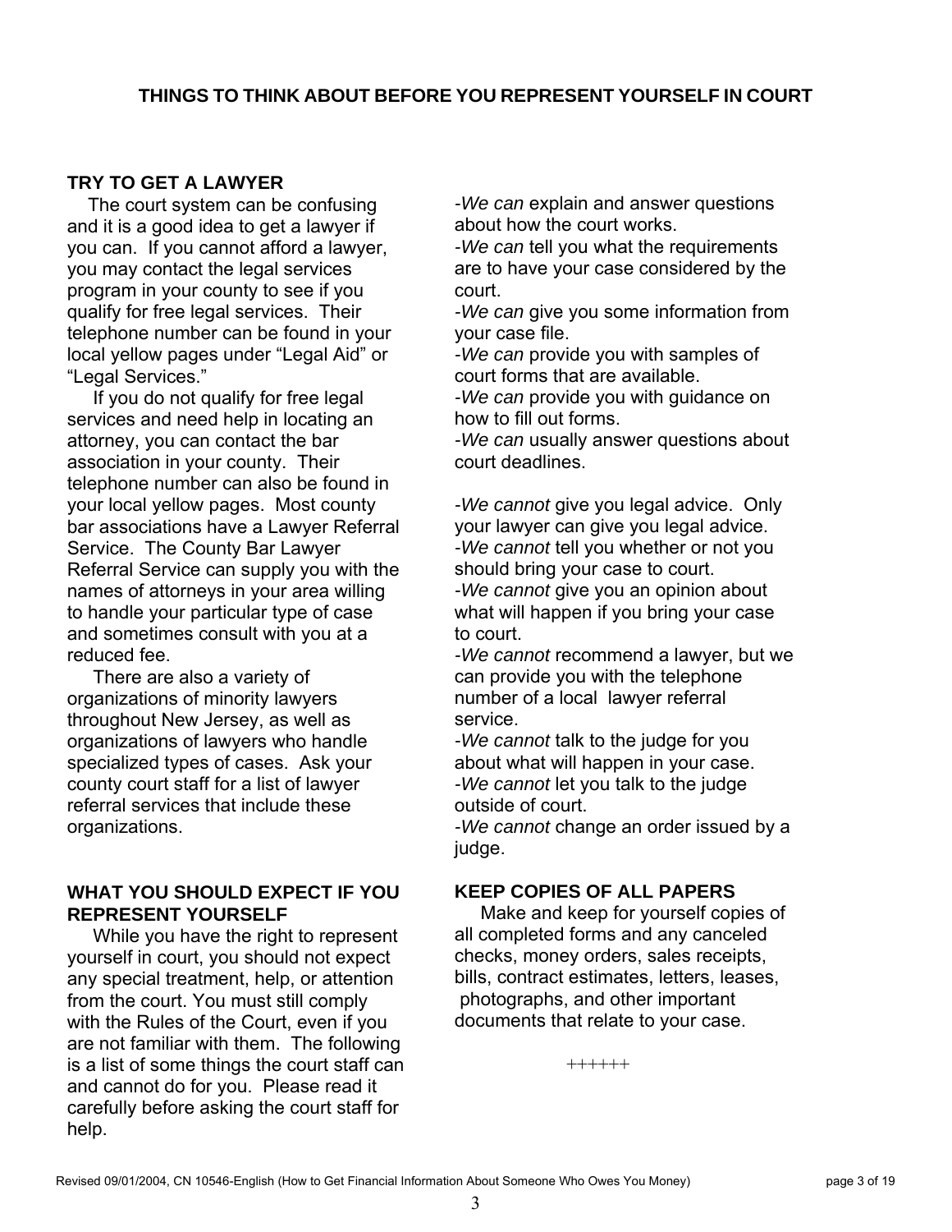# THINGS TO THINK ABOUT BEFORE YOU REPRESENT YOURSELF IN COURT

## TRY TO GET A LAWYER

The court system can be confusing and it is a good idea to get a lawyer if you can. If you cannot afford a lawyer, you may contact the legal services program in your county to see if you qualify for free legal services. Their telephone number can be found in your local yellow pages under "Legal Aid" or "Legal Services."

If you do not qualify for free legal services and need help in locating an attorney, you can contact the bar association in your county. Their telephone number can also be found in your local yellow pages. Most county bar associations have a Lawyer Referral Service. The County Bar Lawyer Referral Service can supply you with the names of attorneys in your area willing to handle your particular type of case and sometimes consult with you at a reduced fee.

There are also a variety of organizations of minority lawyers throughout New Jersey, as well as organizations of lawyers who handle specialized types of cases. Ask your county court staff for a list of lawyer referral services that include these organizations.

## WHAT YOU SHOULD EXPECT IF YOU REPRESENT YOURSELF

While you have the right to represent yourself in court, you should not expect any special treatment, help, or attention from the court. You must still comply with the Rules of the Court, even if you are not familiar with them. The following is a list of some things the court staff can and cannot do for you. Please read it carefully before asking the court staff for help.

-*We can* explain and answer questions about how the court works.
-*We can* tell you what the requirements are to have your case considered by the court.
-*We can* give you some information from your case file.
-*We can* provide you with samples of court forms that are available.
-*We can* provide you with guidance on how to fill out forms.
-*We can* usually answer questions about court deadlines.

-*We cannot* give you legal advice. Only your lawyer can give you legal advice.
-*We cannot* tell you whether or not you should bring your case to court.
-*We cannot* give you an opinion about what will happen if you bring your case to court.
-*We cannot* recommend a lawyer, but we can provide you with the telephone number of a local lawyer referral service.
-*We cannot* talk to the judge for you about what will happen in your case.
-*We cannot* let you talk to the judge outside of court.
-*We cannot* change an order issued by a judge.

## KEEP COPIES OF ALL PAPERS

Make and keep for yourself copies of all completed forms and any canceled checks, money orders, sales receipts, bills, contract estimates, letters, leases, photographs, and other important documents that relate to your case.

++++++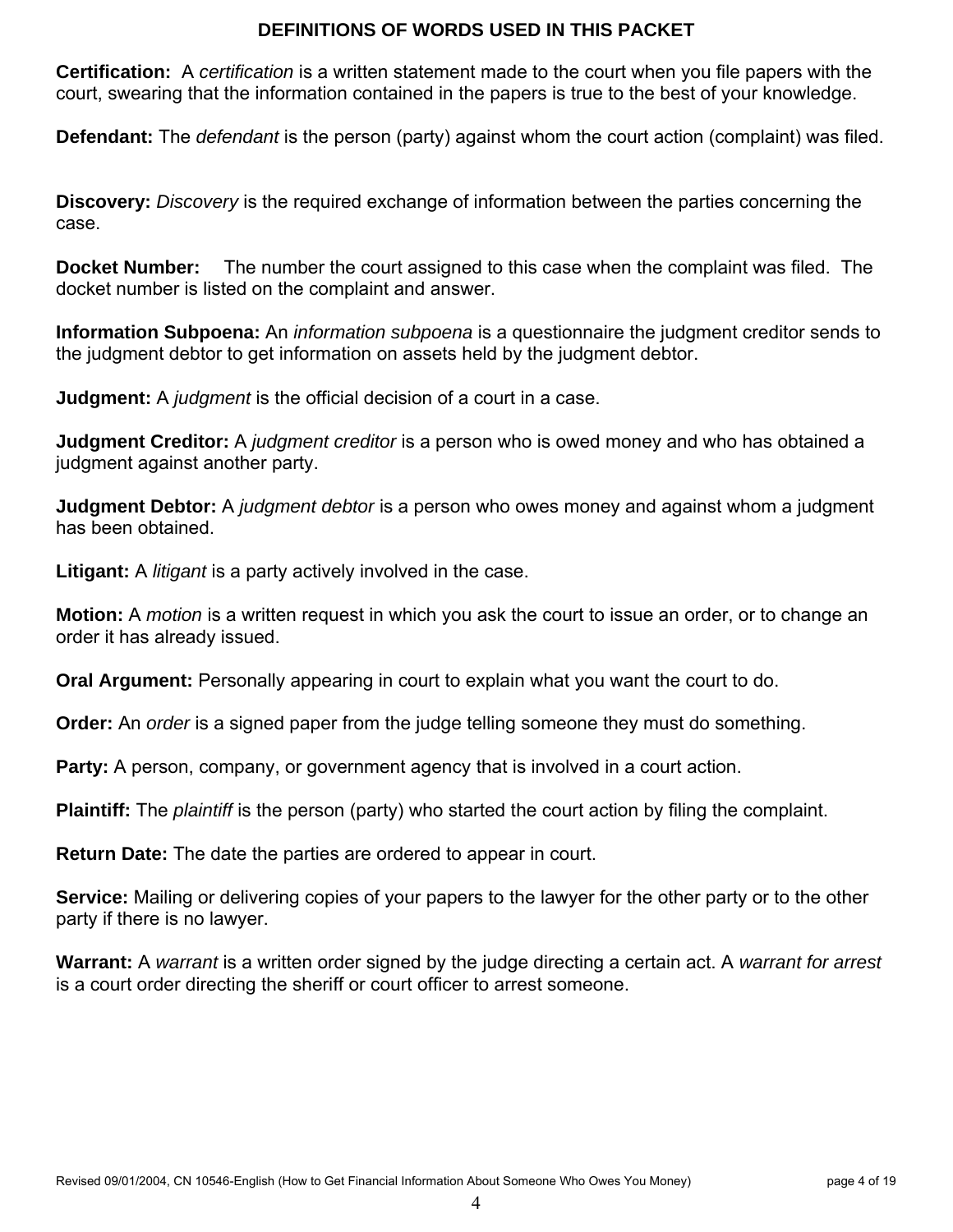# DEFINITIONS OF WORDS USED IN THIS PACKET

**Certification:** A *certification* is a written statement made to the court when you file papers with the court, swearing that the information contained in the papers is true to the best of your knowledge.

**Defendant:** The *defendant* is the person (party) against whom the court action (complaint) was filed.

**Discovery:** *Discovery* is the required exchange of information between the parties concerning the case.

**Docket Number:** The number the court assigned to this case when the complaint was filed. The docket number is listed on the complaint and answer.

**Information Subpoena:** An *information subpoena* is a questionnaire the judgment creditor sends to the judgment debtor to get information on assets held by the judgment debtor.

**Judgment:** A *judgment* is the official decision of a court in a case.

**Judgment Creditor:** A *judgment creditor* is a person who is owed money and who has obtained a judgment against another party.

**Judgment Debtor:** A *judgment debtor* is a person who owes money and against whom a judgment has been obtained.

**Litigant:** A *litigant* is a party actively involved in the case.

**Motion:** A *motion* is a written request in which you ask the court to issue an order, or to change an order it has already issued.

**Oral Argument:** Personally appearing in court to explain what you want the court to do.

**Order:** An *order* is a signed paper from the judge telling someone they must do something.

**Party:** A person, company, or government agency that is involved in a court action.

**Plaintiff:** The *plaintiff* is the person (party) who started the court action by filing the complaint.

**Return Date:** The date the parties are ordered to appear in court.

**Service:** Mailing or delivering copies of your papers to the lawyer for the other party or to the other party if there is no lawyer.

**Warrant:** A *warrant* is a written order signed by the judge directing a certain act. A *warrant for arrest* is a court order directing the sheriff or court officer to arrest someone.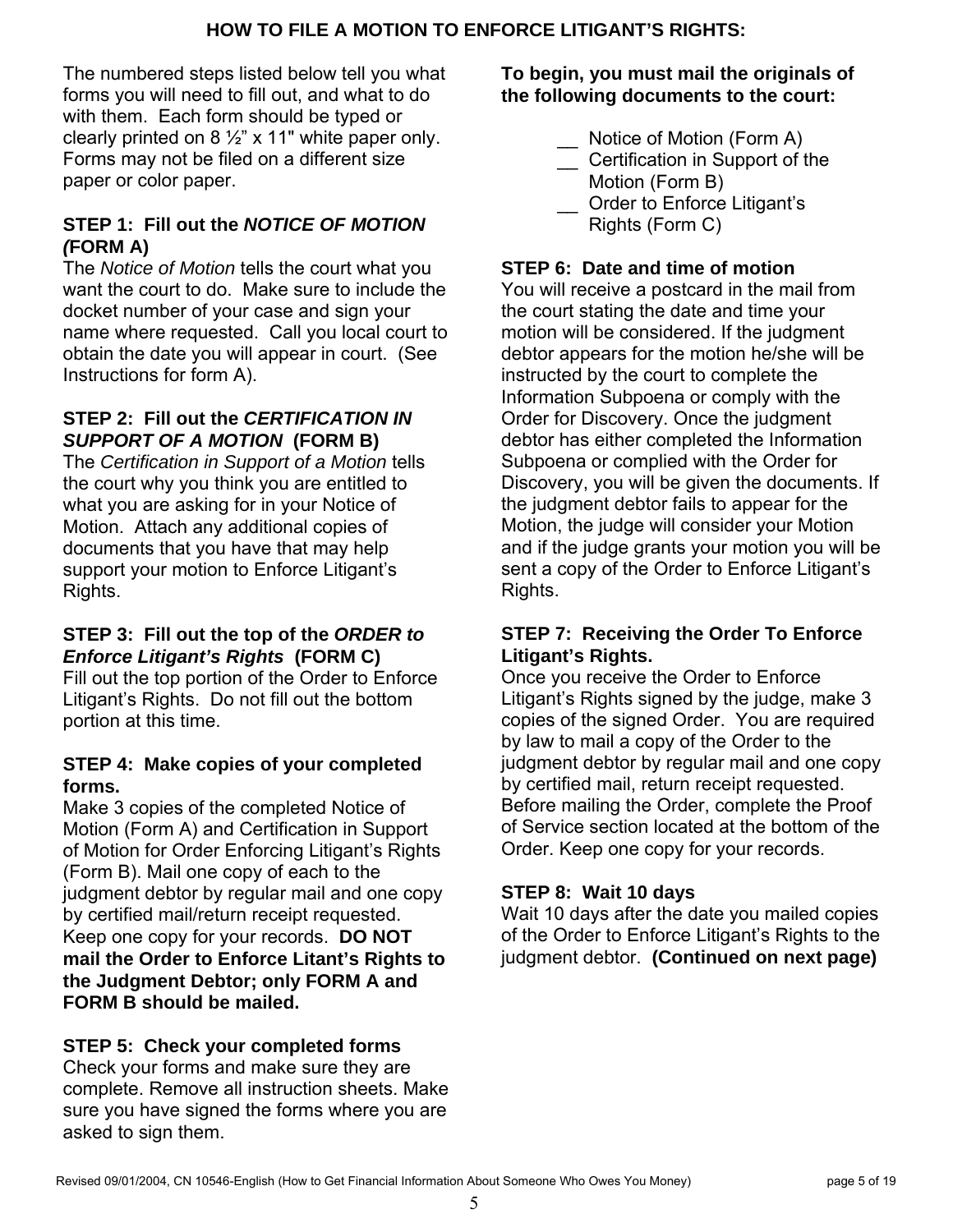## HOW TO FILE A MOTION TO ENFORCE LITIGANT'S RIGHTS:

The numbered steps listed below tell you what forms you will need to fill out, and what to do with them. Each form should be typed or clearly printed on 8 ½" x 11" white paper only. Forms may not be filed on a different size paper or color paper.

### STEP 1: Fill out the *NOTICE OF MOTION (*FORM A)

The *Notice of Motion* tells the court what you want the court to do. Make sure to include the docket number of your case and sign your name where requested. Call you local court to obtain the date you will appear in court. (See Instructions for form A).

### STEP 2: Fill out the *CERTIFICATION IN SUPPORT OF A MOTION* (FORM B)

The *Certification in Support of a Motion* tells the court why you think you are entitled to what you are asking for in your Notice of Motion. Attach any additional copies of documents that you have that may help support your motion to Enforce Litigant's Rights.

### STEP 3: Fill out the top of the *ORDER to Enforce Litigant's Rights* (FORM C)

Fill out the top portion of the Order to Enforce Litigant's Rights. Do not fill out the bottom portion at this time.

### STEP 4: Make copies of your completed forms.

Make 3 copies of the completed Notice of Motion (Form A) and Certification in Support of Motion for Order Enforcing Litigant's Rights (Form B). Mail one copy of each to the judgment debtor by regular mail and one copy by certified mail/return receipt requested. Keep one copy for your records. **DO NOT mail the Order to Enforce Litant's Rights to the Judgment Debtor; only FORM A and FORM B should be mailed.**

### STEP 5: Check your completed forms

Check your forms and make sure they are complete. Remove all instruction sheets. Make sure you have signed the forms where you are asked to sign them.

**To begin, you must mail the originals of the following documents to the court:**

- __ Notice of Motion (Form A)
- __ Certification in Support of the Motion (Form B)
- __ Order to Enforce Litigant's Rights (Form C)

### STEP 6: Date and time of motion

You will receive a postcard in the mail from the court stating the date and time your motion will be considered. If the judgment debtor appears for the motion he/she will be instructed by the court to complete the Information Subpoena or comply with the Order for Discovery. Once the judgment debtor has either completed the Information Subpoena or complied with the Order for Discovery, you will be given the documents. If the judgment debtor fails to appear for the Motion, the judge will consider your Motion and if the judge grants your motion you will be sent a copy of the Order to Enforce Litigant's Rights.

### STEP 7: Receiving the Order To Enforce Litigant's Rights.

Once you receive the Order to Enforce Litigant's Rights signed by the judge, make 3 copies of the signed Order. You are required by law to mail a copy of the Order to the judgment debtor by regular mail and one copy by certified mail, return receipt requested. Before mailing the Order, complete the Proof of Service section located at the bottom of the Order. Keep one copy for your records.

### STEP 8: Wait 10 days

Wait 10 days after the date you mailed copies of the Order to Enforce Litigant's Rights to the judgment debtor. **(Continued on next page)**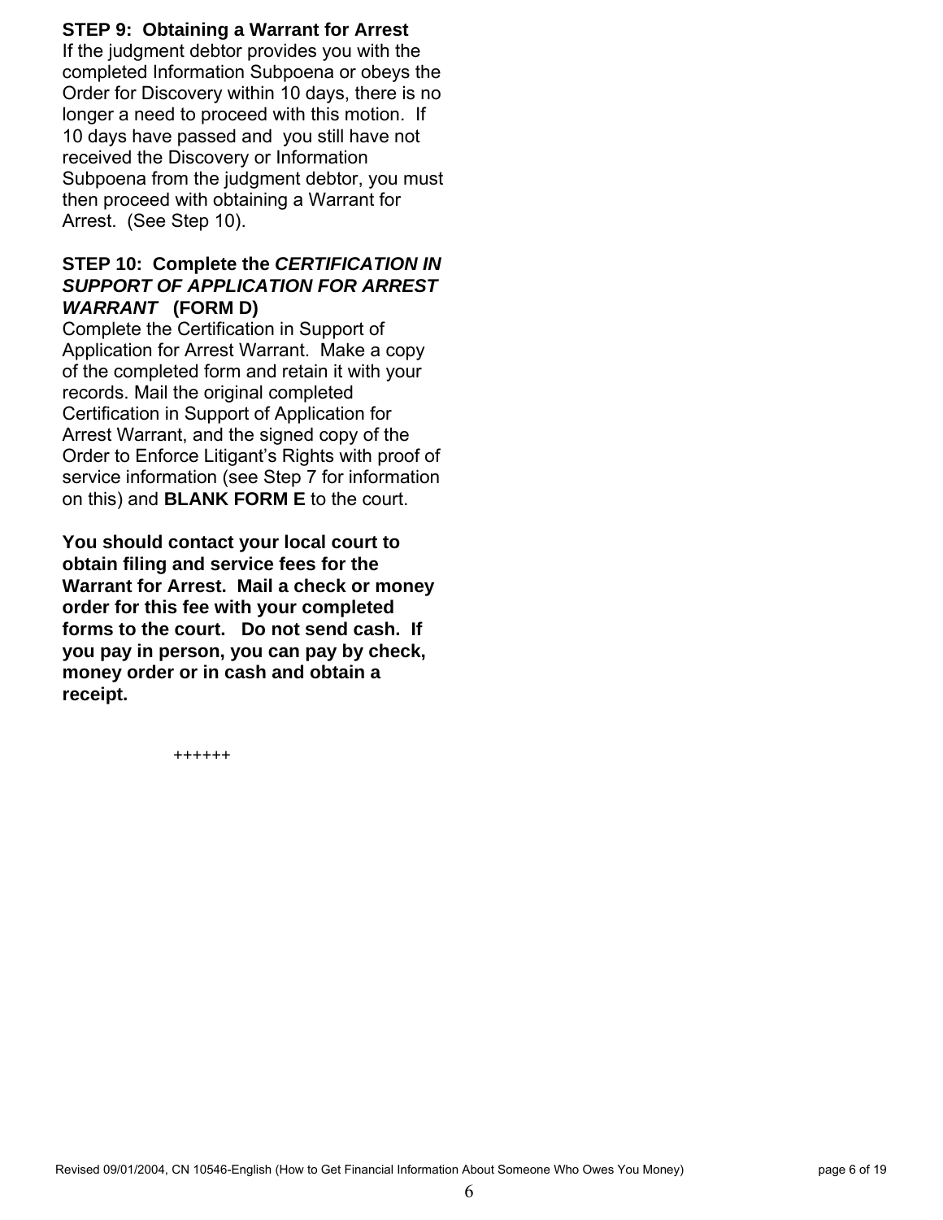### STEP 9: Obtaining a Warrant for Arrest

If the judgment debtor provides you with the completed Information Subpoena or obeys the Order for Discovery within 10 days, there is no longer a need to proceed with this motion. If 10 days have passed and you still have not received the Discovery or Information Subpoena from the judgment debtor, you must then proceed with obtaining a Warrant for Arrest. (See Step 10).

### STEP 10: Complete the *CERTIFICATION IN SUPPORT OF APPLICATION FOR ARREST WARRANT* (FORM D)

Complete the Certification in Support of Application for Arrest Warrant. Make a copy of the completed form and retain it with your records. Mail the original completed Certification in Support of Application for Arrest Warrant, and the signed copy of the Order to Enforce Litigant's Rights with proof of service information (see Step 7 for information on this) and **BLANK FORM E** to the court.

**You should contact your local court to obtain filing and service fees for the Warrant for Arrest. Mail a check or money order for this fee with your completed forms to the court. Do not send cash. If you pay in person, you can pay by check, money order or in cash and obtain a receipt.**

++++++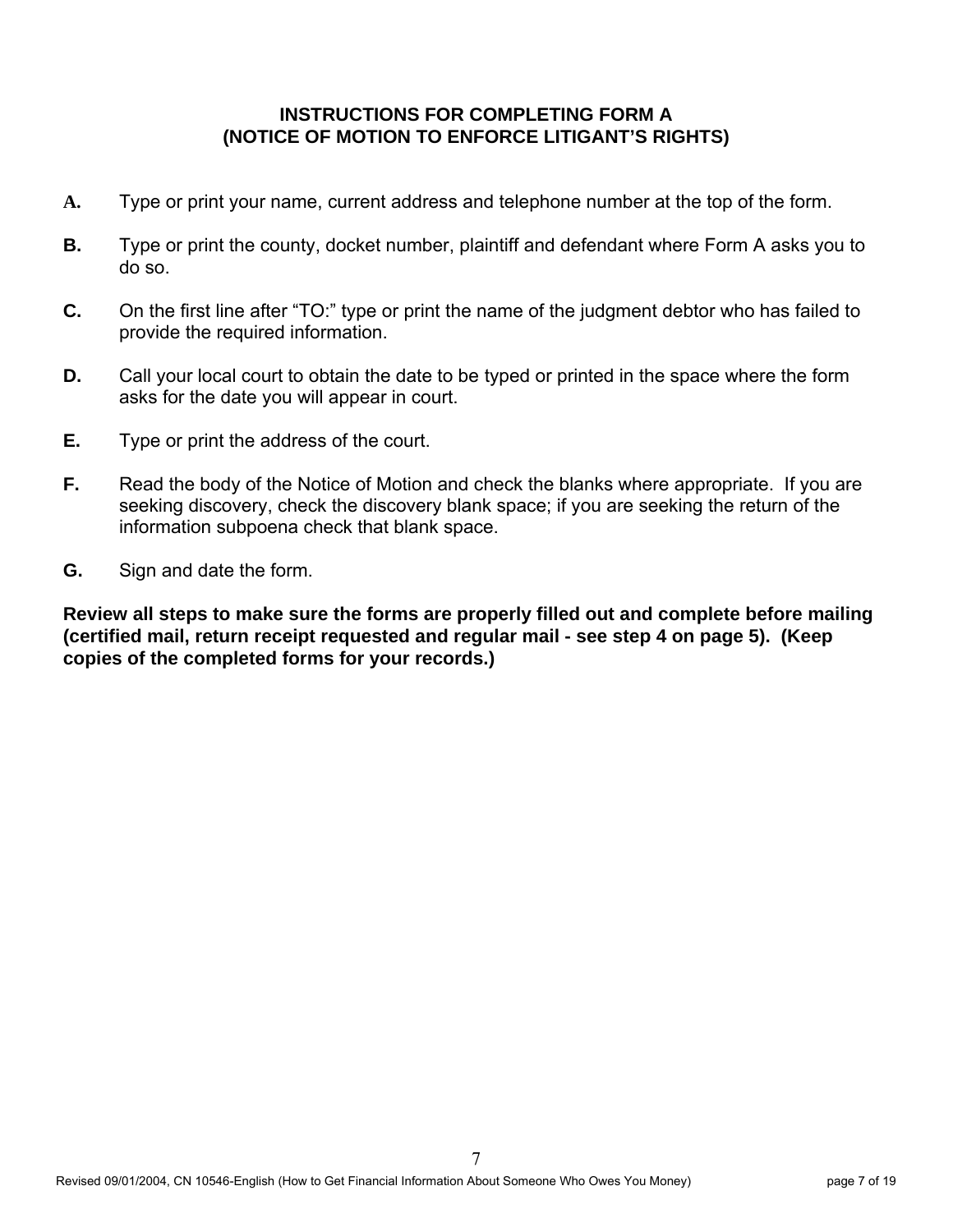## INSTRUCTIONS FOR COMPLETING FORM A
## (NOTICE OF MOTION TO ENFORCE LITIGANT'S RIGHTS)

**A.** Type or print your name, current address and telephone number at the top of the form.

**B.** Type or print the county, docket number, plaintiff and defendant where Form A asks you to do so.

**C.** On the first line after "TO:" type or print the name of the judgment debtor who has failed to provide the required information.

**D.** Call your local court to obtain the date to be typed or printed in the space where the form asks for the date you will appear in court.

**E.** Type or print the address of the court.

**F.** Read the body of the Notice of Motion and check the blanks where appropriate. If you are seeking discovery, check the discovery blank space; if you are seeking the return of the information subpoena check that blank space.

**G.** Sign and date the form.

**Review all steps to make sure the forms are properly filled out and complete before mailing (certified mail, return receipt requested and regular mail - see step 4 on page 5). (Keep copies of the completed forms for your records.)**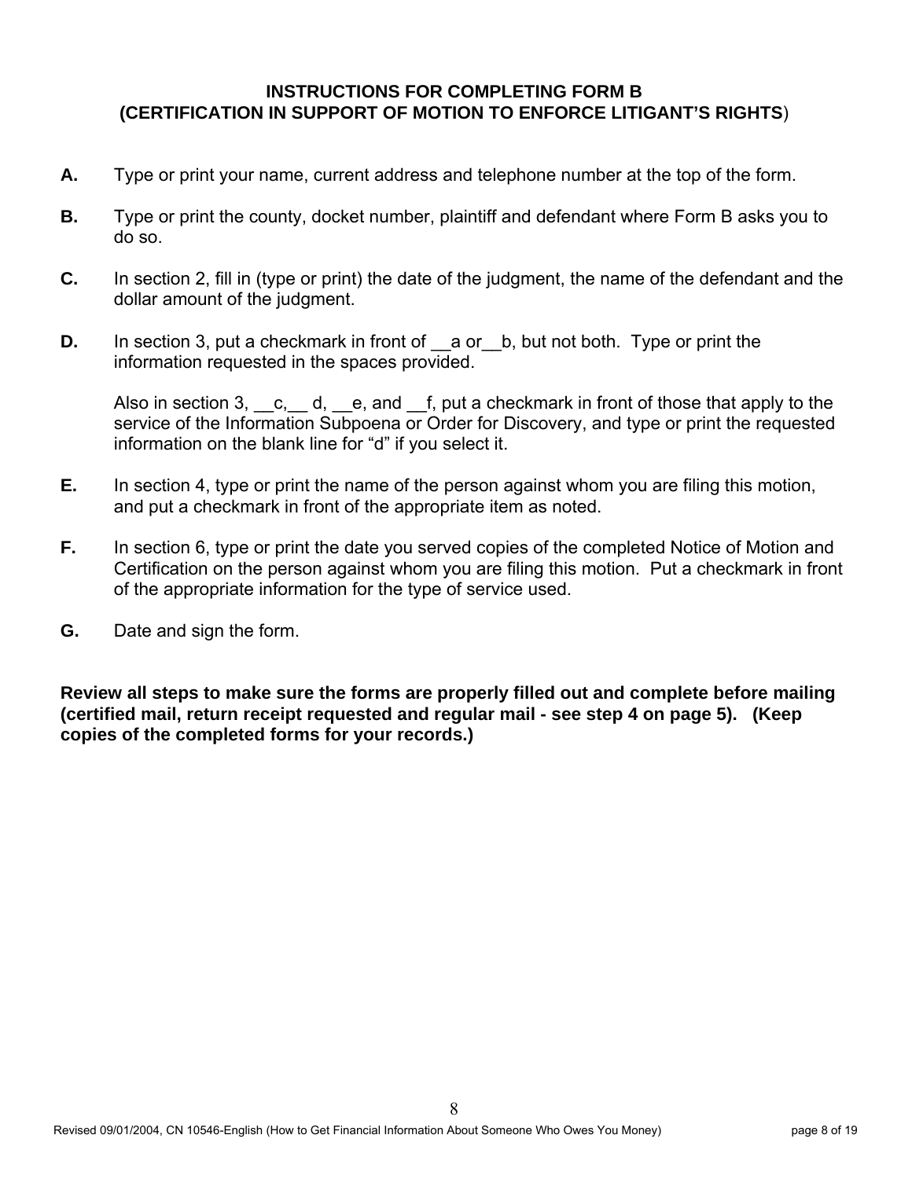## INSTRUCTIONS FOR COMPLETING FORM B
## (CERTIFICATION IN SUPPORT OF MOTION TO ENFORCE LITIGANT'S RIGHTS)

**A.** Type or print your name, current address and telephone number at the top of the form.

**B.** Type or print the county, docket number, plaintiff and defendant where Form B asks you to do so.

**C.** In section 2, fill in (type or print) the date of the judgment, the name of the defendant and the dollar amount of the judgment.

**D.** In section 3, put a checkmark in front of __a or__b, but not both. Type or print the information requested in the spaces provided.

Also in section 3, __c,__ d, __e, and __f, put a checkmark in front of those that apply to the service of the Information Subpoena or Order for Discovery, and type or print the requested information on the blank line for "d" if you select it.

**E.** In section 4, type or print the name of the person against whom you are filing this motion, and put a checkmark in front of the appropriate item as noted.

**F.** In section 6, type or print the date you served copies of the completed Notice of Motion and Certification on the person against whom you are filing this motion. Put a checkmark in front of the appropriate information for the type of service used.

**G.** Date and sign the form.

**Review all steps to make sure the forms are properly filled out and complete before mailing (certified mail, return receipt requested and regular mail - see step 4 on page 5). (Keep copies of the completed forms for your records.)**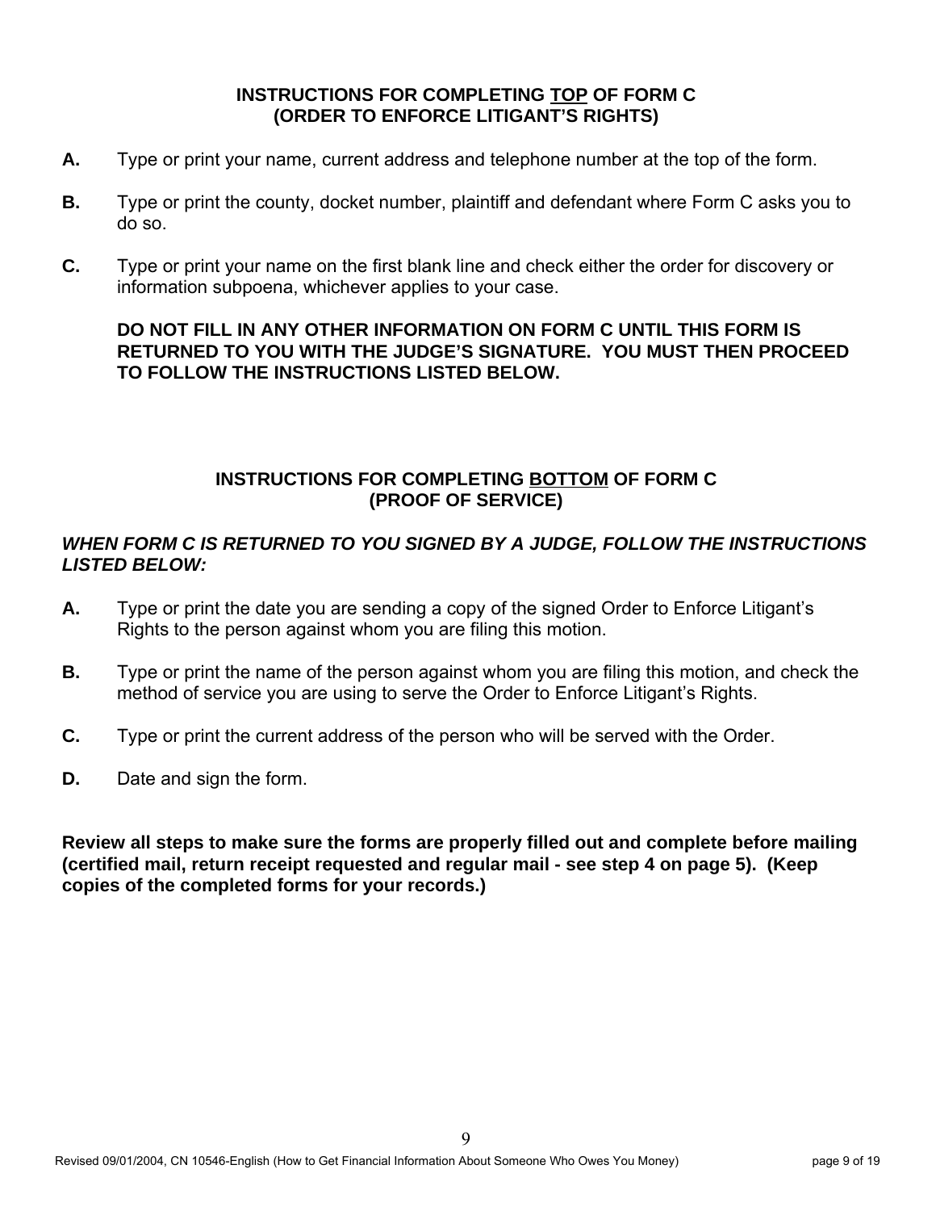## INSTRUCTIONS FOR COMPLETING <u>TOP</u> OF FORM C (ORDER TO ENFORCE LITIGANT'S RIGHTS)

**A.** Type or print your name, current address and telephone number at the top of the form.

**B.** Type or print the county, docket number, plaintiff and defendant where Form C asks you to do so.

**C.** Type or print your name on the first blank line and check either the order for discovery or information subpoena, whichever applies to your case.

**DO NOT FILL IN ANY OTHER INFORMATION ON FORM C UNTIL THIS FORM IS RETURNED TO YOU WITH THE JUDGE'S SIGNATURE. YOU MUST THEN PROCEED TO FOLLOW THE INSTRUCTIONS LISTED BELOW.**

## INSTRUCTIONS FOR COMPLETING <u>BOTTOM</u> OF FORM C (PROOF OF SERVICE)

***WHEN FORM C IS RETURNED TO YOU SIGNED BY A JUDGE, FOLLOW THE INSTRUCTIONS LISTED BELOW:***

**A.** Type or print the date you are sending a copy of the signed Order to Enforce Litigant's Rights to the person against whom you are filing this motion.

**B.** Type or print the name of the person against whom you are filing this motion, and check the method of service you are using to serve the Order to Enforce Litigant's Rights.

**C.** Type or print the current address of the person who will be served with the Order.

**D.** Date and sign the form.

**Review all steps to make sure the forms are properly filled out and complete before mailing (certified mail, return receipt requested and regular mail - see step 4 on page 5). (Keep copies of the completed forms for your records.)**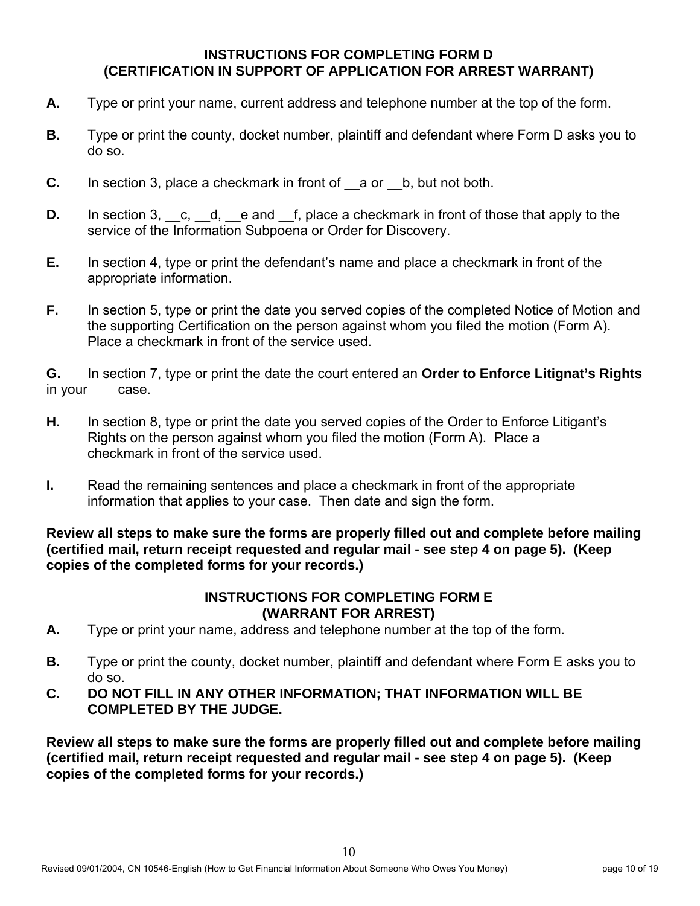## INSTRUCTIONS FOR COMPLETING FORM D
## (CERTIFICATION IN SUPPORT OF APPLICATION FOR ARREST WARRANT)

**A.** Type or print your name, current address and telephone number at the top of the form.

**B.** Type or print the county, docket number, plaintiff and defendant where Form D asks you to do so.

**C.** In section 3, place a checkmark in front of __a or __b, but not both.

**D.** In section 3, __c, __d, __e and __f, place a checkmark in front of those that apply to the service of the Information Subpoena or Order for Discovery.

**E.** In section 4, type or print the defendant's name and place a checkmark in front of the appropriate information.

**F.** In section 5, type or print the date you served copies of the completed Notice of Motion and the supporting Certification on the person against whom you filed the motion (Form A). Place a checkmark in front of the service used.

**G.** In section 7, type or print the date the court entered an **Order to Enforce Litignat's Rights** in your case.

**H.** In section 8, type or print the date you served copies of the Order to Enforce Litigant's Rights on the person against whom you filed the motion (Form A). Place a checkmark in front of the service used.

**I.** Read the remaining sentences and place a checkmark in front of the appropriate information that applies to your case. Then date and sign the form.

**Review all steps to make sure the forms are properly filled out and complete before mailing (certified mail, return receipt requested and regular mail - see step 4 on page 5). (Keep copies of the completed forms for your records.)**

## INSTRUCTIONS FOR COMPLETING FORM E
## (WARRANT FOR ARREST)

**A.** Type or print your name, address and telephone number at the top of the form.

**B.** Type or print the county, docket number, plaintiff and defendant where Form E asks you to do so.

**C.** **DO NOT FILL IN ANY OTHER INFORMATION; THAT INFORMATION WILL BE COMPLETED BY THE JUDGE.**

**Review all steps to make sure the forms are properly filled out and complete before mailing (certified mail, return receipt requested and regular mail - see step 4 on page 5). (Keep copies of the completed forms for your records.)**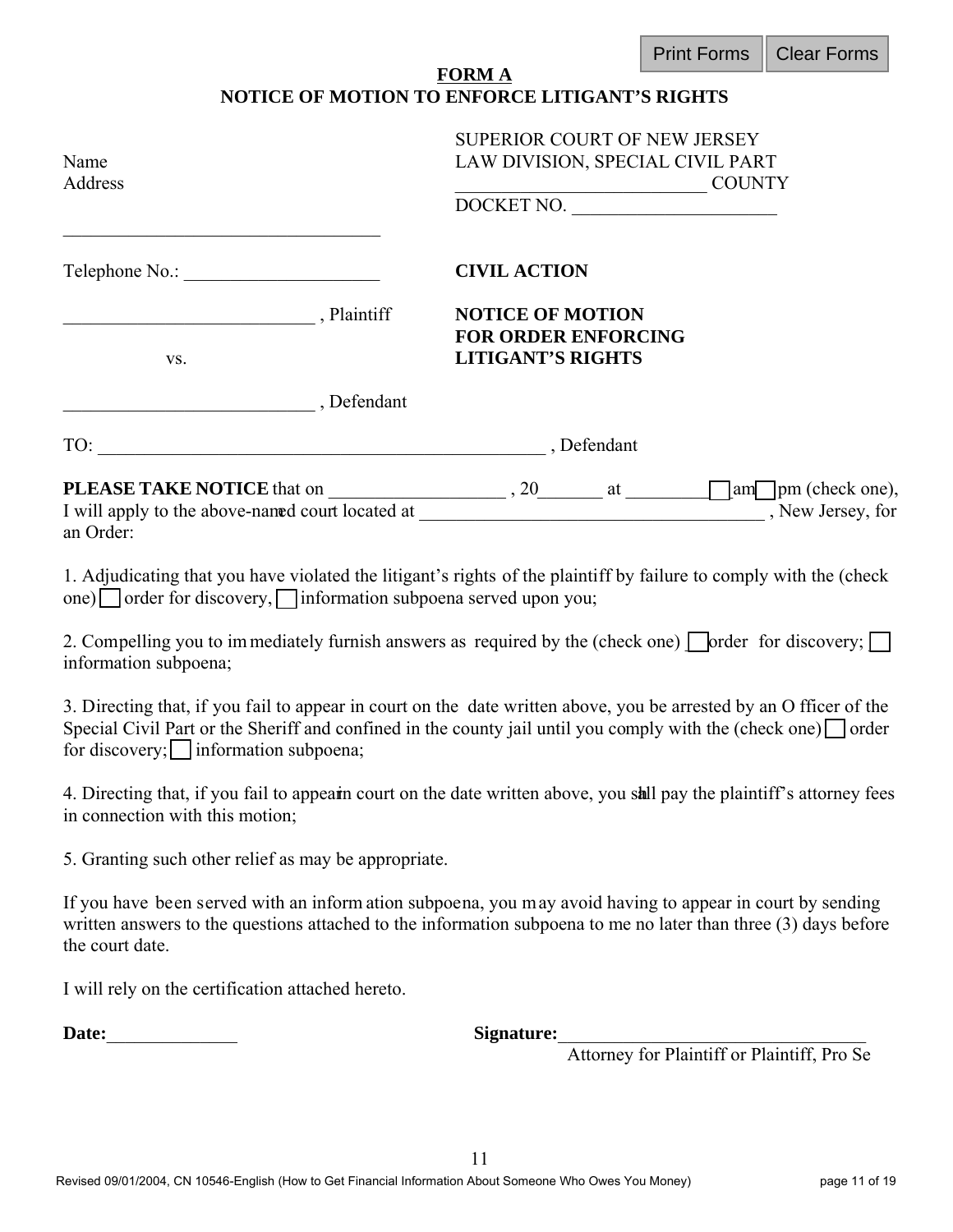# FORM A

## NOTICE OF MOTION TO ENFORCE LITIGANT'S RIGHTS

Name
Address

___________________________________

Telephone No.: _____________________

___________________________ , Plaintiff

vs.

___________________________ , Defendant

SUPERIOR COURT OF NEW JERSEY
LAW DIVISION, SPECIAL CIVIL PART
___________________________ COUNTY
DOCKET NO. _____________________

**CIVIL ACTION**

**NOTICE OF MOTION FOR ORDER ENFORCING LITIGANT'S RIGHTS**

TO: _________________________________________________ , Defendant

**PLEASE TAKE NOTICE** that on __________________ , 20_______ at _________ ☐ am ☐ pm (check one), I will apply to the above-named court located at _____________________________________ , New Jersey, for an Order:

1. Adjudicating that you have violated the litigant's rights of the plaintiff by failure to comply with the (check one) ☐ order for discovery, ☐ information subpoena served upon you;

2. Compelling you to immediately furnish answers as required by the (check one) ☐ order for discovery; ☐ information subpoena;

3. Directing that, if you fail to appear in court on the date written above, you be arrested by an Officer of the Special Civil Part or the Sheriff and confined in the county jail until you comply with the (check one) ☐ order for discovery; ☐ information subpoena;

4. Directing that, if you fail to appear in court on the date written above, you shall pay the plaintiff's attorney fees in connection with this motion;

5. Granting such other relief as may be appropriate.

If you have been served with an information subpoena, you may avoid having to appear in court by sending written answers to the questions attached to the information subpoena to me no later than three (3) days before the court date.

I will rely on the certification attached hereto.

**Date:**______________

**Signature:**________________________________
Attorney for Plaintiff or Plaintiff, Pro Se

Revised 09/01/2004, CN 10546-English (How to Get Financial Information About Someone Who Owes You Money)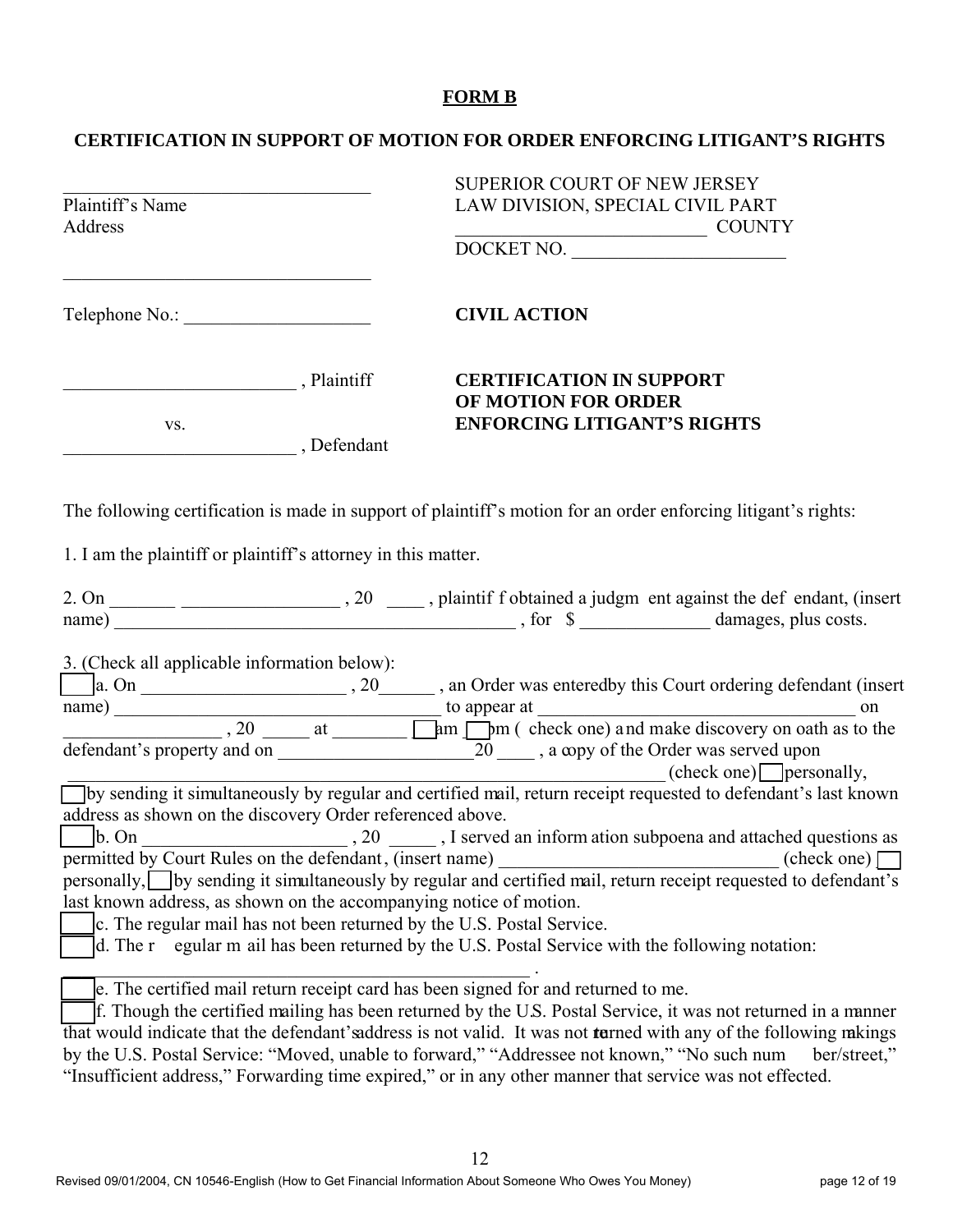**FORM B**

**CERTIFICATION IN SUPPORT OF MOTION FOR ORDER ENFORCING LITIGANT'S RIGHTS**

_________________________________
Plaintiff's Name
Address

_________________________________

Telephone No.: ____________________

SUPERIOR COURT OF NEW JERSEY
LAW DIVISION, SPECIAL CIVIL PART
___________________________ COUNTY
DOCKET NO. _______________________

**CIVIL ACTION**

_________________________ , Plaintiff

vs.

_________________________ , Defendant

**CERTIFICATION IN SUPPORT OF MOTION FOR ORDER ENFORCING LITIGANT'S RIGHTS**

The following certification is made in support of plaintiff's motion for an order enforcing litigant's rights:

1. I am the plaintiff or plaintiff's attorney in this matter.

2. On _______ ________________ , 20 ____ , plaintiff obtained a judgment against the defendant, (insert name) ___________________________________________ , for $ ______________ damages, plus costs.

3. (Check all applicable information below):

☐ a. On ______________________ , 20______ , an Order was entered by this Court ordering defendant (insert name) __________________________________ to appear at __________________________________ on ________________ , 20 _____ at ________ ☐ am ☐ pm ( check one) and make discovery on oath as to the defendant's property and on _____________________ 20 ____ , a copy of the Order was served upon _______________________________________________________________ (check one) ☐ personally, ☐ by sending it simultaneously by regular and certified mail, return receipt requested to defendant's last known address as shown on the discovery Order referenced above.

☐ b. On ______________________ , 20 _____ , I served an information subpoena and attached questions as permitted by Court Rules on the defendant, (insert name) ______________________________ (check one) ☐ personally, ☐ by sending it simultaneously by regular and certified mail, return receipt requested to defendant's last known address, as shown on the accompanying notice of motion.

☐ c. The regular mail has not been returned by the U.S. Postal Service.

☐ d. The regular mail has been returned by the U.S. Postal Service with the following notation: ___________________________________________________ .

☐ e. The certified mail return receipt card has been signed for and returned to me.

☐ f. Though the certified mailing has been returned by the U.S. Postal Service, it was not returned in a manner that would indicate that the defendant's address is not valid. It was not returned with any of the following markings by the U.S. Postal Service: "Moved, unable to forward," "Addressee not known," "No such number/street," "Insufficient address," Forwarding time expired," or in any other manner that service was not effected.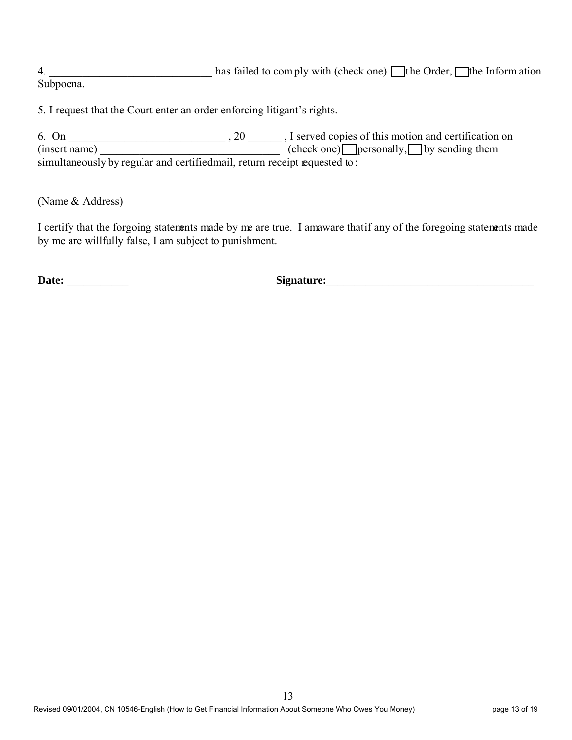4. _____________________________ has failed to comply with (check one) ☐ the Order, ☐ the Information Subpoena.

5. I request that the Court enter an order enforcing litigant's rights.

6. On ____________________________ , 20 ______ , I served copies of this motion and certification on (insert name) ________________________________ (check one) ☐ personally, ☐ by sending them simultaneously by regular and certified mail, return receipt requested to:

(Name & Address)

I certify that the forgoing statements made by me are true. I am aware that if any of the foregoing statements made by me are willfully false, I am subject to punishment.

**Date:** ___________ **Signature:**______________________________________

Revised 09/01/2004, CN 10546-English (How to Get Financial Information About Someone Who Owes You Money)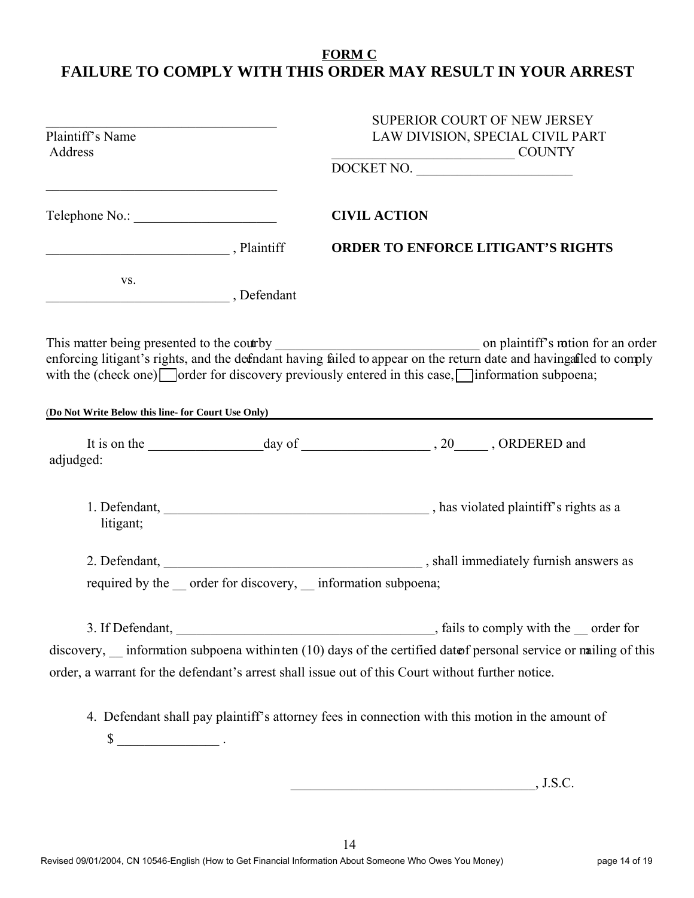**FORM C**

# FAILURE TO COMPLY WITH THIS ORDER MAY RESULT IN YOUR ARREST

_________________________________
Plaintiff's Name
Address

_________________________________

Telephone No.: ____________________

__________________________ , Plaintiff

vs.

__________________________ , Defendant

SUPERIOR COURT OF NEW JERSEY
LAW DIVISION, SPECIAL CIVIL PART
__________________________ COUNTY
DOCKET NO. ______________________

**CIVIL ACTION**

**ORDER TO ENFORCE LITIGANT'S RIGHTS**

This matter being presented to the court by ______________________________ on plaintiff's motion for an order enforcing litigant's rights, and the defendant having failed to appear on the return date and having failed to comply with the (check one) ☐ order for discovery previously entered in this case, ☐ information subpoena;

(**Do Not Write Below this line- for Court Use Only)**

---

It is on the ________________day of __________________ , 20_____ , ORDERED and adjudged:

1. Defendant, ______________________________________ , has violated plaintiff's rights as a litigant;

2. Defendant, ______________________________________ , shall immediately furnish answers as required by the __ order for discovery, __ information subpoena;

3. If Defendant, ______________________________________, fails to comply with the __ order for discovery, __ information subpoena within ten (10) days of the certified date of personal service or mailing of this order, a warrant for the defendant's arrest shall issue out of this Court without further notice.

4. Defendant shall pay plaintiff's attorney fees in connection with this motion in the amount of $ ______________ .

___________________________________, J.S.C.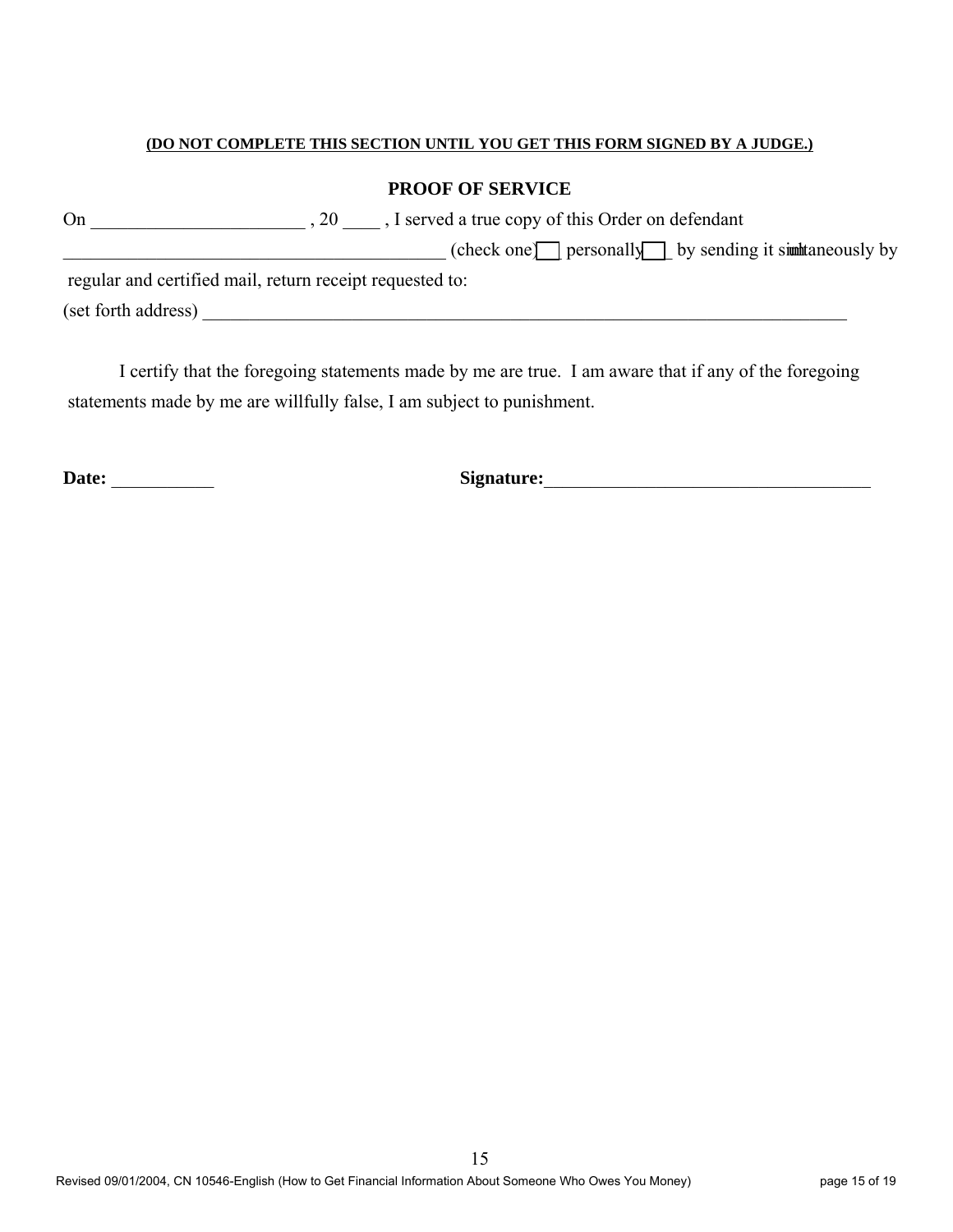**(DO NOT COMPLETE THIS SECTION UNTIL YOU GET THIS FORM SIGNED BY A JUDGE.)**

## PROOF OF SERVICE

On ________________________ , 20 ____ , I served a true copy of this Order on defendant __________________________________________ (check one) ☐ personally ☐ by sending it simultaneously by regular and certified mail, return receipt requested to:

(set forth address) ___________________________________________________________________________

I certify that the foregoing statements made by me are true. I am aware that if any of the foregoing statements made by me are willfully false, I am subject to punishment.

**Date:** ___________ **Signature:**___________________________________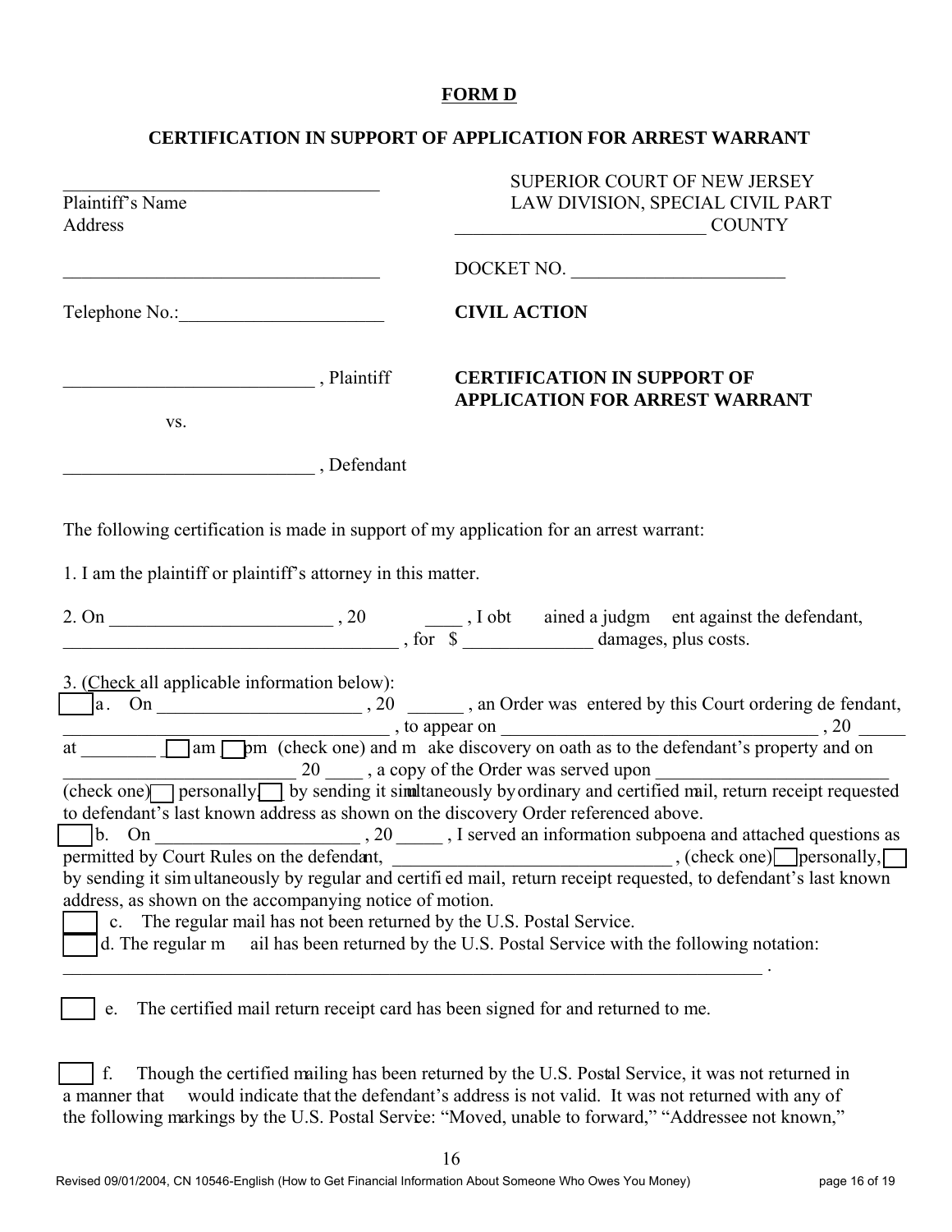**FORM D**

**CERTIFICATION IN SUPPORT OF APPLICATION FOR ARREST WARRANT**

___________________________________
Plaintiff's Name
Address

___________________________________

Telephone No.:______________________

SUPERIOR COURT OF NEW JERSEY
LAW DIVISION, SPECIAL CIVIL PART
___________________________ COUNTY

DOCKET NO. _______________________

**CIVIL ACTION**

___________________________ , Plaintiff

vs.

___________________________ , Defendant

**CERTIFICATION IN SUPPORT OF APPLICATION FOR ARREST WARRANT**

The following certification is made in support of my application for an arrest warrant:

1. I am the plaintiff or plaintiff's attorney in this matter.

2. On ________________________ , 20 ____ , I obtained a judgment against the defendant, ____________________________________ , for $ ______________ damages, plus costs.

3. (Check all applicable information below):

☐ a. On ______________________ , 20 ______ , an Order was entered by this Court ordering defendant, ____________________________________ , to appear on __________________________________ , 20 _____ at ________ ☐ am ☐ pm (check one) and make discovery on oath as to the defendant's property and on _________________________ 20 ____ , a copy of the Order was served upon _________________________ (check one) ☐ personally, ☐ by sending it simultaneously by ordinary and certified mail, return receipt requested to defendant's last known address as shown on the discovery Order referenced above.

☐ b. On ______________________ , 20 _____ , I served an information subpoena and attached questions as permitted by Court Rules on the defendant, ______________________________ , (check one) ☐ personally, ☐ by sending it simultaneously by regular and certified mail, return receipt requested, to defendant's last known address, as shown on the accompanying notice of motion.

☐ c. The regular mail has not been returned by the U.S. Postal Service.

☐ d. The regular mail has been returned by the U.S. Postal Service with the following notation: ____________________________________________________________________________ .

☐ e. The certified mail return receipt card has been signed for and returned to me.

☐ f. Though the certified mailing has been returned by the U.S. Postal Service, it was not returned in a manner that would indicate that the defendant's address is not valid. It was not returned with any of the following markings by the U.S. Postal Service: "Moved, unable to forward," "Addressee not known,"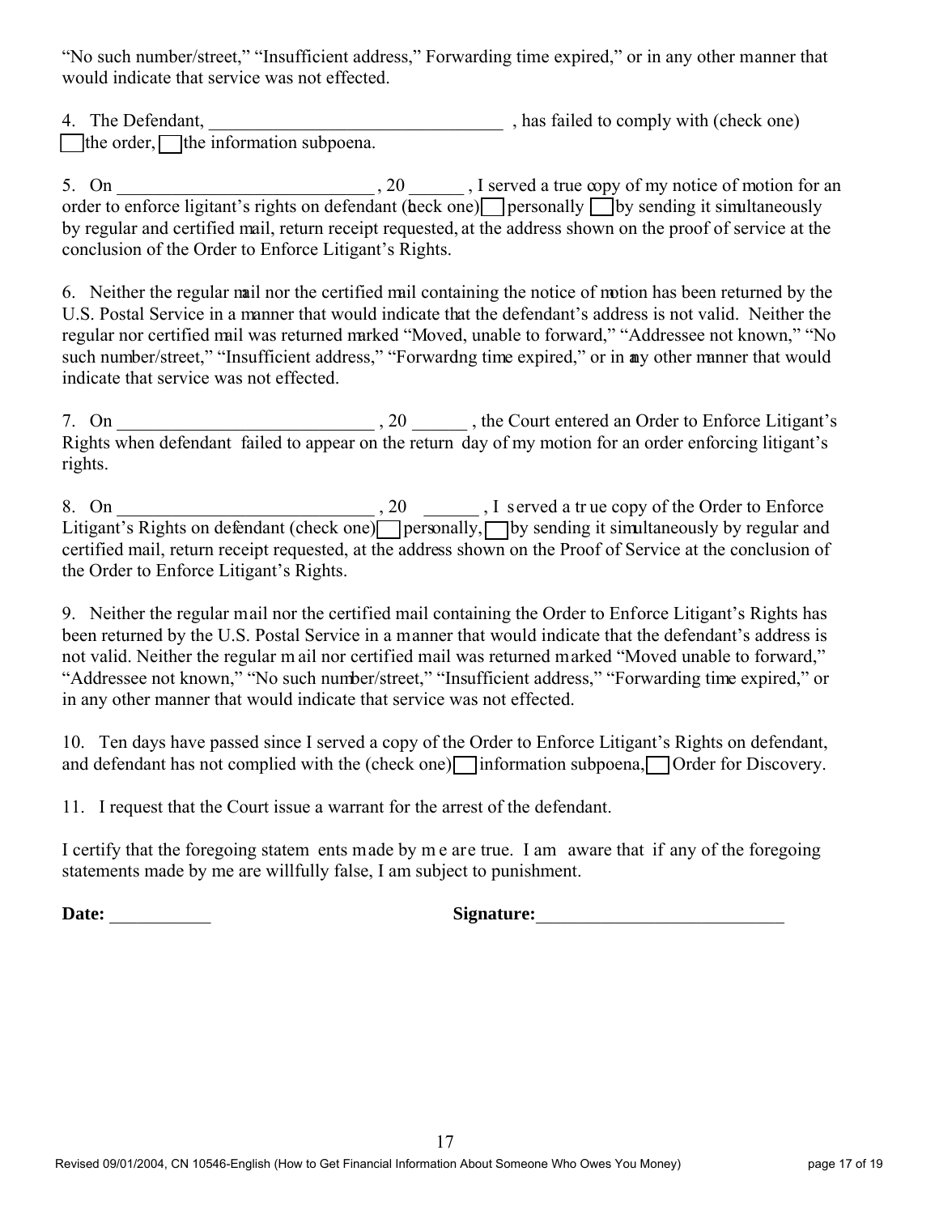"No such number/street," "Insufficient address," Forwarding time expired," or in any other manner that would indicate that service was not effected.

4. The Defendant, ________________________________ , has failed to comply with (check one) ☐ the order, ☐ the information subpoena.

5. On ____________________________ , 20 ______ , I served a true copy of my notice of motion for an order to enforce ligitant's rights on defendant (check one) ☐ personally ☐ by sending it simultaneously by regular and certified mail, return receipt requested, at the address shown on the proof of service at the conclusion of the Order to Enforce Litigant's Rights.

6. Neither the regular mail nor the certified mail containing the notice of motion has been returned by the U.S. Postal Service in a manner that would indicate that the defendant's address is not valid. Neither the regular nor certified mail was returned marked "Moved, unable to forward," "Addressee not known," "No such number/street," "Insufficient address," "Forwardng time expired," or in any other manner that would indicate that service was not effected.

7. On ____________________________ , 20 ______ , the Court entered an Order to Enforce Litigant's Rights when defendant failed to appear on the return day of my motion for an order enforcing litigant's rights.

8. On ____________________________ , 20 ______ , I served a true copy of the Order to Enforce Litigant's Rights on defendant (check one) ☐ personally, ☐ by sending it simultaneously by regular and certified mail, return receipt requested, at the address shown on the Proof of Service at the conclusion of the Order to Enforce Litigant's Rights.

9. Neither the regular mail nor the certified mail containing the Order to Enforce Litigant's Rights has been returned by the U.S. Postal Service in a manner that would indicate that the defendant's address is not valid. Neither the regular mail nor certified mail was returned marked "Moved unable to forward," "Addressee not known," "No such number/street," "Insufficient address," "Forwarding time expired," or in any other manner that would indicate that service was not effected.

10. Ten days have passed since I served a copy of the Order to Enforce Litigant's Rights on defendant, and defendant has not complied with the (check one) ☐ information subpoena, ☐ Order for Discovery.

11. I request that the Court issue a warrant for the arrest of the defendant.

I certify that the foregoing statements made by me are true. I am aware that if any of the foregoing statements made by me are willfully false, I am subject to punishment.

**Date:** ___________ **Signature:**___________________________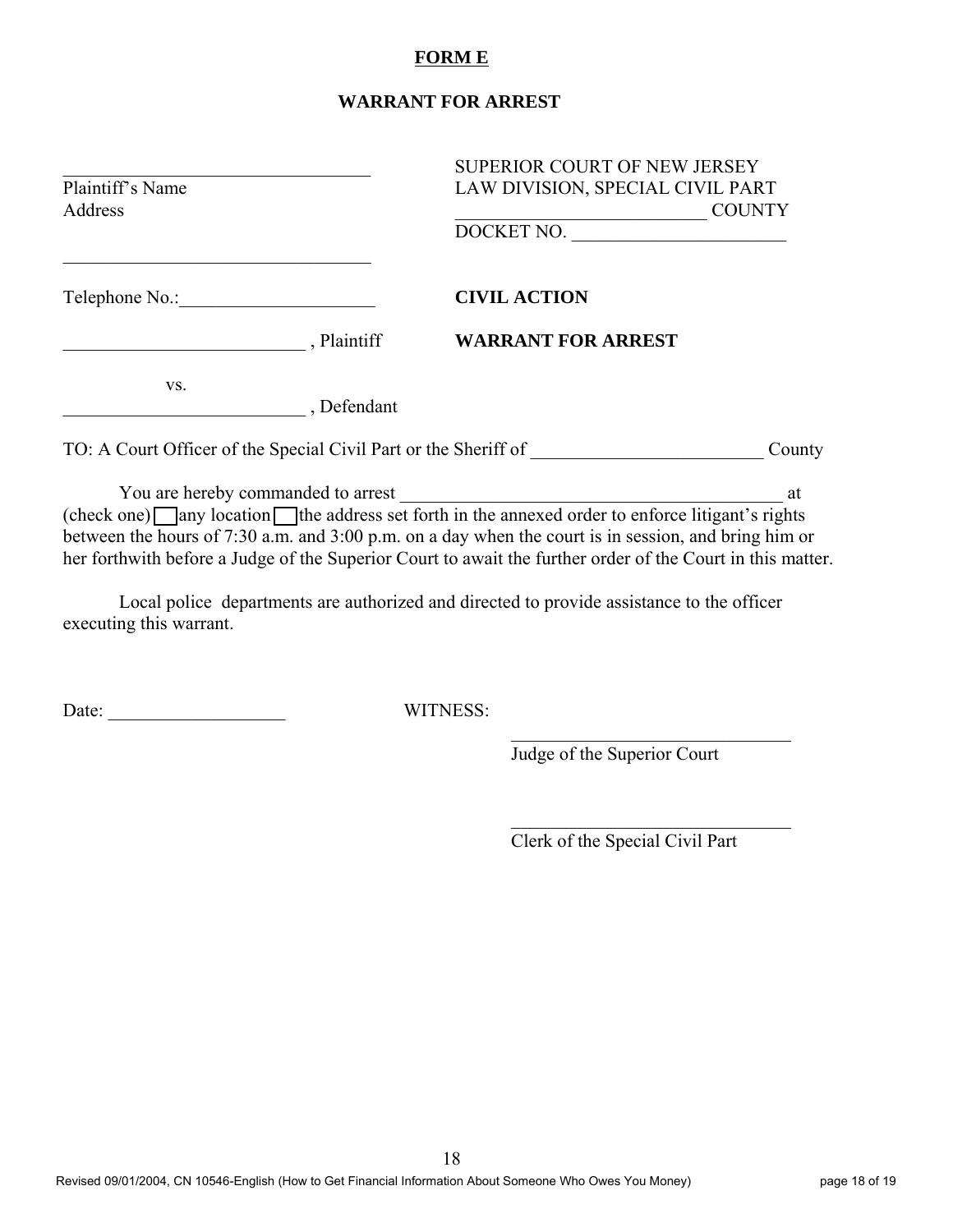**FORM E**

**WARRANT FOR ARREST**

| | |
|---|---|
| ________________________________ | SUPERIOR COURT OF NEW JERSEY |
| Plaintiff's Name | LAW DIVISION, SPECIAL CIVIL PART |
| Address | __________________________ COUNTY |
| ________________________________ | DOCKET NO. _______________________ |
| Telephone No.:_____________________ | **CIVIL ACTION** |
| _________________________ , Plaintiff | **WARRANT FOR ARREST** |
| vs. | |
| _________________________ , Defendant | |

TO: A Court Officer of the Special Civil Part or the Sheriff of _________________________ County

You are hereby commanded to arrest __________________________________________ at (check one) ☐ any location ☐ the address set forth in the annexed order to enforce litigant's rights between the hours of 7:30 a.m. and 3:00 p.m. on a day when the court is in session, and bring him or her forthwith before a Judge of the Superior Court to await the further order of the Court in this matter.

Local police departments are authorized and directed to provide assistance to the officer executing this warrant.

Date: ___________________ WITNESS:

______________________________
Judge of the Superior Court

______________________________
Clerk of the Special Civil Part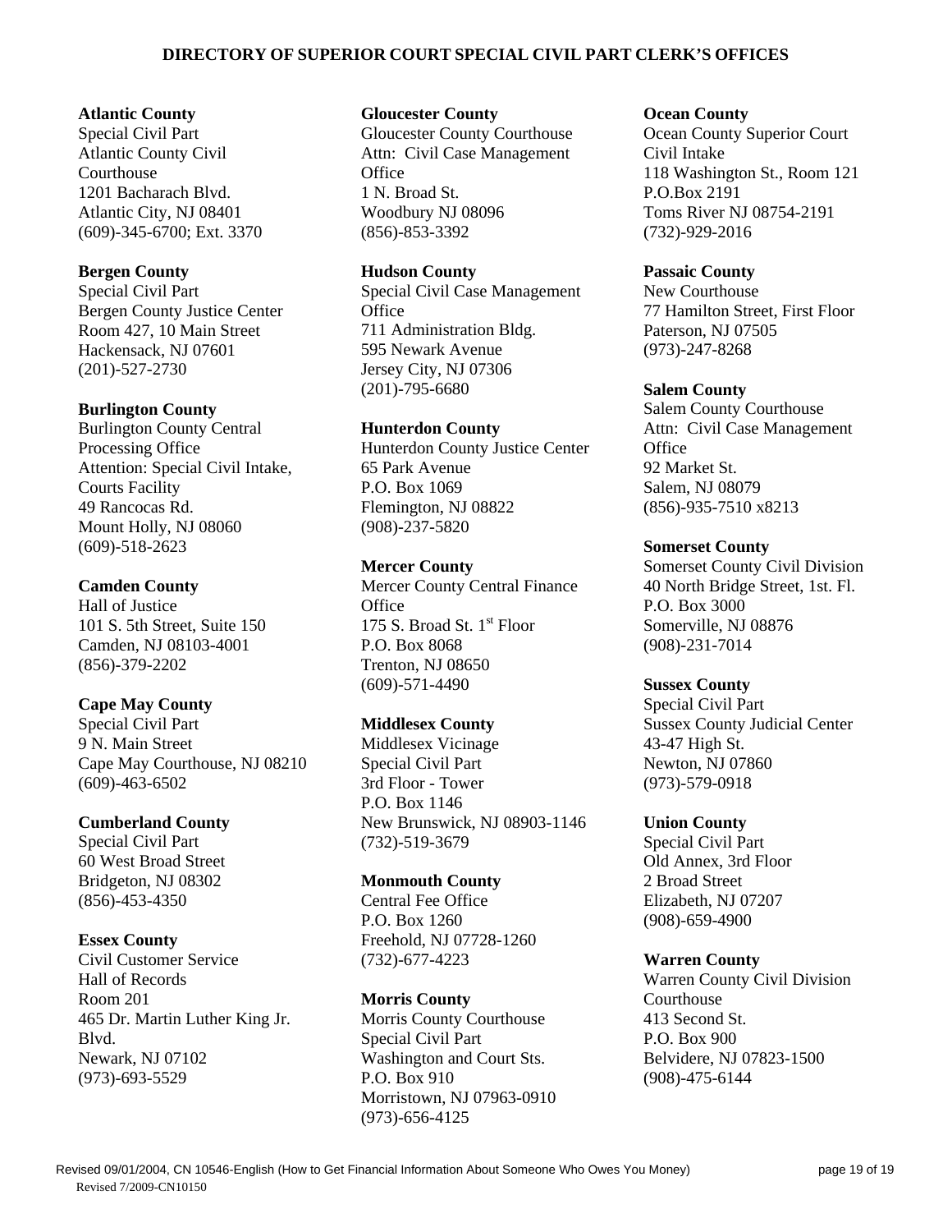# DIRECTORY OF SUPERIOR COURT SPECIAL CIVIL PART CLERK'S OFFICES

**Atlantic County**
Special Civil Part
Atlantic County Civil Courthouse
1201 Bacharach Blvd.
Atlantic City, NJ 08401
(609)-345-6700; Ext. 3370

**Bergen County**
Special Civil Part
Bergen County Justice Center
Room 427, 10 Main Street
Hackensack, NJ 07601
(201)-527-2730

**Burlington County**
Burlington County Central Processing Office
Attention: Special Civil Intake, Courts Facility
49 Rancocas Rd.
Mount Holly, NJ 08060
(609)-518-2623

**Camden County**
Hall of Justice
101 S. 5th Street, Suite 150
Camden, NJ 08103-4001
(856)-379-2202

**Cape May County**
Special Civil Part
9 N. Main Street
Cape May Courthouse, NJ 08210
(609)-463-6502

**Cumberland County**
Special Civil Part
60 West Broad Street
Bridgeton, NJ 08302
(856)-453-4350

**Essex County**
Civil Customer Service
Hall of Records
Room 201
465 Dr. Martin Luther King Jr. Blvd.
Newark, NJ 07102
(973)-693-5529

**Gloucester County**
Gloucester County Courthouse
Attn: Civil Case Management Office
1 N. Broad St.
Woodbury NJ 08096
(856)-853-3392

**Hudson County**
Special Civil Case Management Office
711 Administration Bldg.
595 Newark Avenue
Jersey City, NJ 07306
(201)-795-6680

**Hunterdon County**
Hunterdon County Justice Center
65 Park Avenue
P.O. Box 1069
Flemington, NJ 08822
(908)-237-5820

**Mercer County**
Mercer County Central Finance Office
175 S. Broad St. 1st Floor
P.O. Box 8068
Trenton, NJ 08650
(609)-571-4490

**Middlesex County**
Middlesex Vicinage
Special Civil Part
3rd Floor - Tower
P.O. Box 1146
New Brunswick, NJ 08903-1146
(732)-519-3679

**Monmouth County**
Central Fee Office
P.O. Box 1260
Freehold, NJ 07728-1260
(732)-677-4223

**Morris County**
Morris County Courthouse
Special Civil Part
Washington and Court Sts.
P.O. Box 910
Morristown, NJ 07963-0910
(973)-656-4125

**Ocean County**
Ocean County Superior Court
Civil Intake
118 Washington St., Room 121
P.O.Box 2191
Toms River NJ 08754-2191
(732)-929-2016

**Passaic County**
New Courthouse
77 Hamilton Street, First Floor
Paterson, NJ 07505
(973)-247-8268

**Salem County**
Salem County Courthouse
Attn: Civil Case Management Office
92 Market St.
Salem, NJ 08079
(856)-935-7510 x8213

**Somerset County**
Somerset County Civil Division
40 North Bridge Street, 1st. Fl.
P.O. Box 3000
Somerville, NJ 08876
(908)-231-7014

**Sussex County**
Special Civil Part
Sussex County Judicial Center
43-47 High St.
Newton, NJ 07860
(973)-579-0918

**Union County**
Special Civil Part
Old Annex, 3rd Floor
2 Broad Street
Elizabeth, NJ 07207
(908)-659-4900

**Warren County**
Warren County Civil Division
Courthouse
413 Second St.
P.O. Box 900
Belvidere, NJ 07823-1500
(908)-475-6144